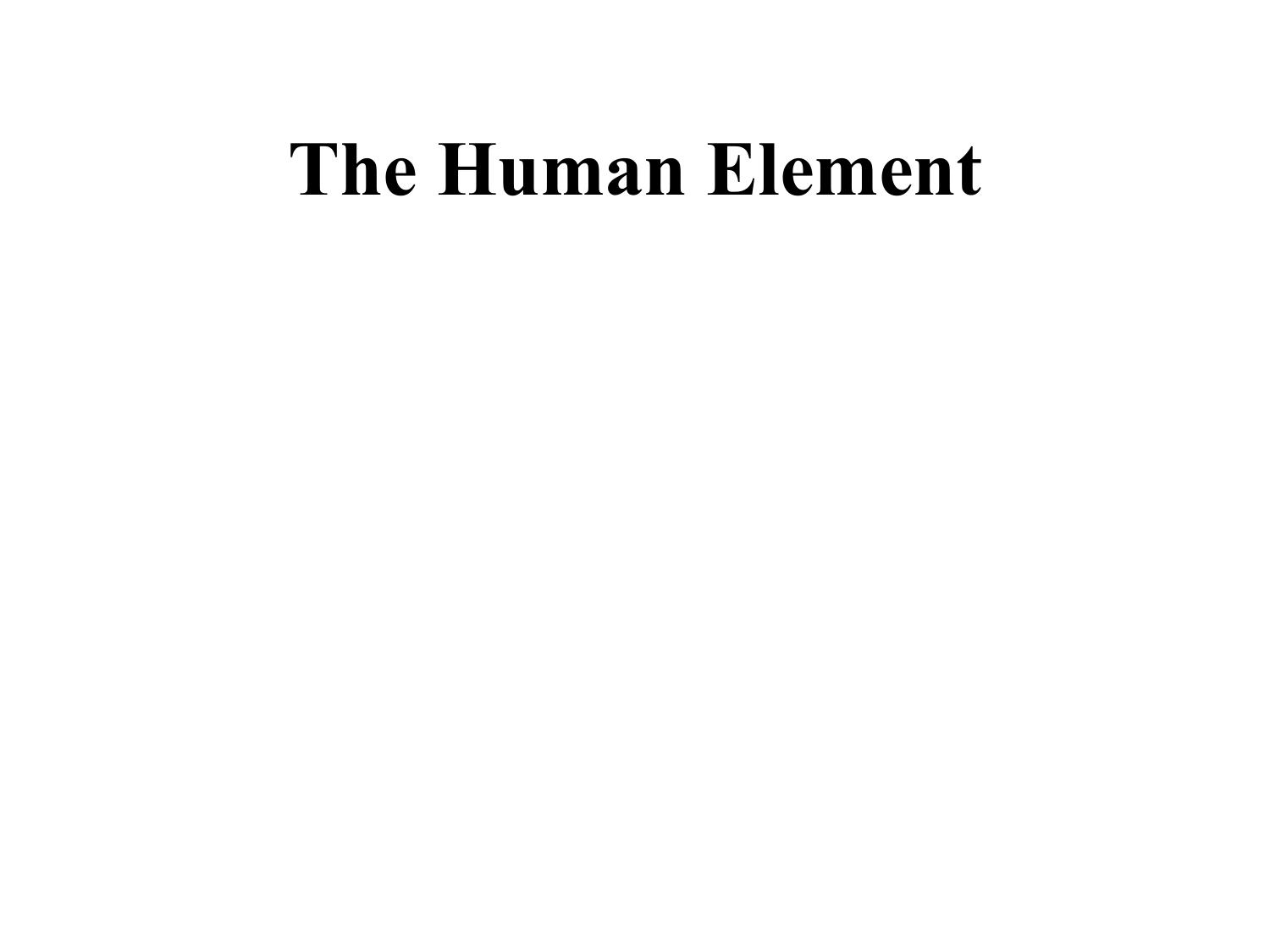# The Human Element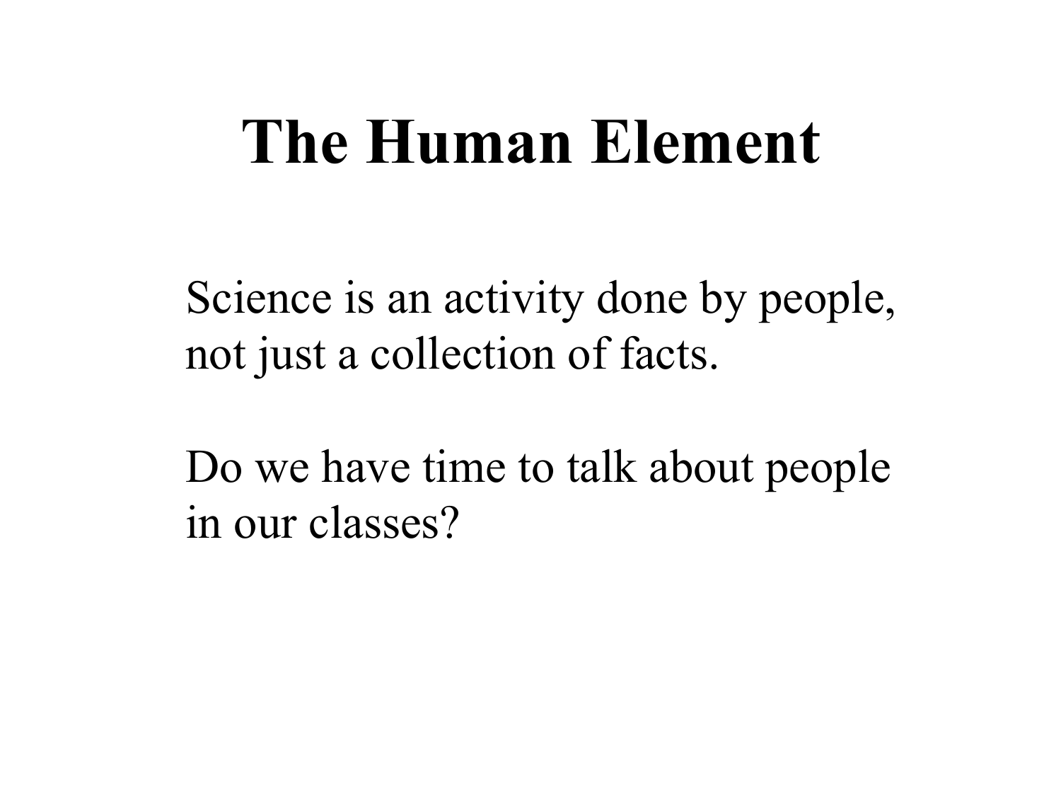# The Human Element

Science is an activity done by people, not just a collection of facts.

Do we have time to talk about people in our classes?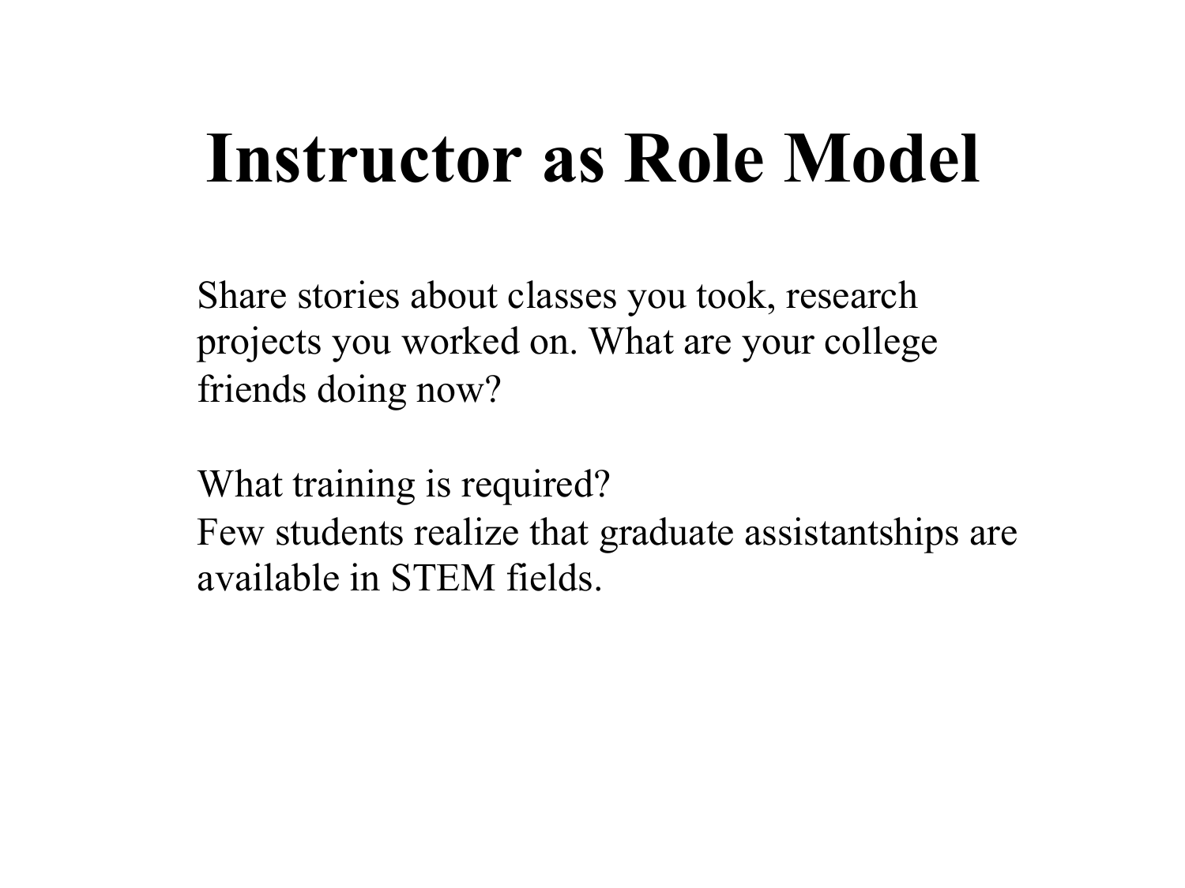# Instructor as Role Model

Share stories about classes you took, research projects you worked on. What are your college friends doing now?

What training is required?
Few students realize that graduate assistantships are available in STEM fields.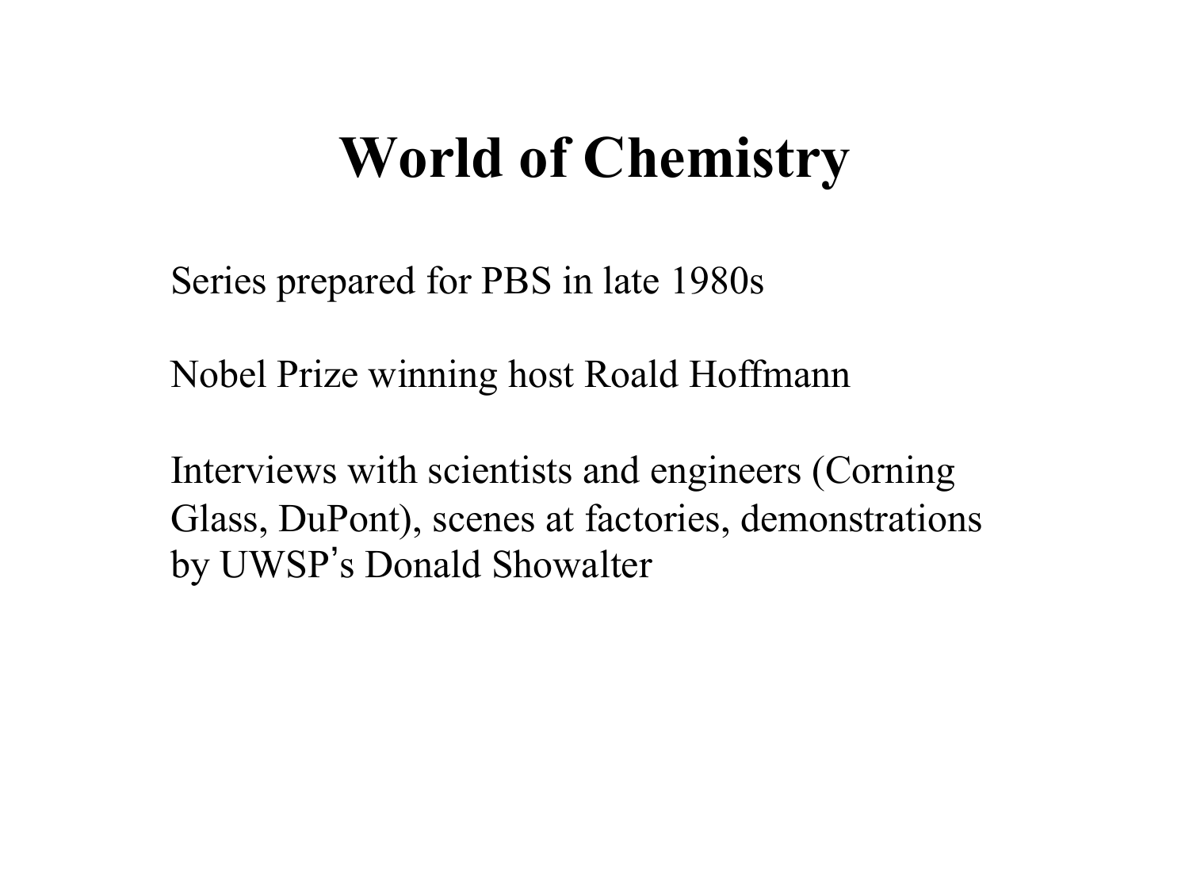# World of Chemistry

Series prepared for PBS in late 1980s

Nobel Prize winning host Roald Hoffmann

Interviews with scientists and engineers (Corning Glass, DuPont), scenes at factories, demonstrations by UWSP's Donald Showalter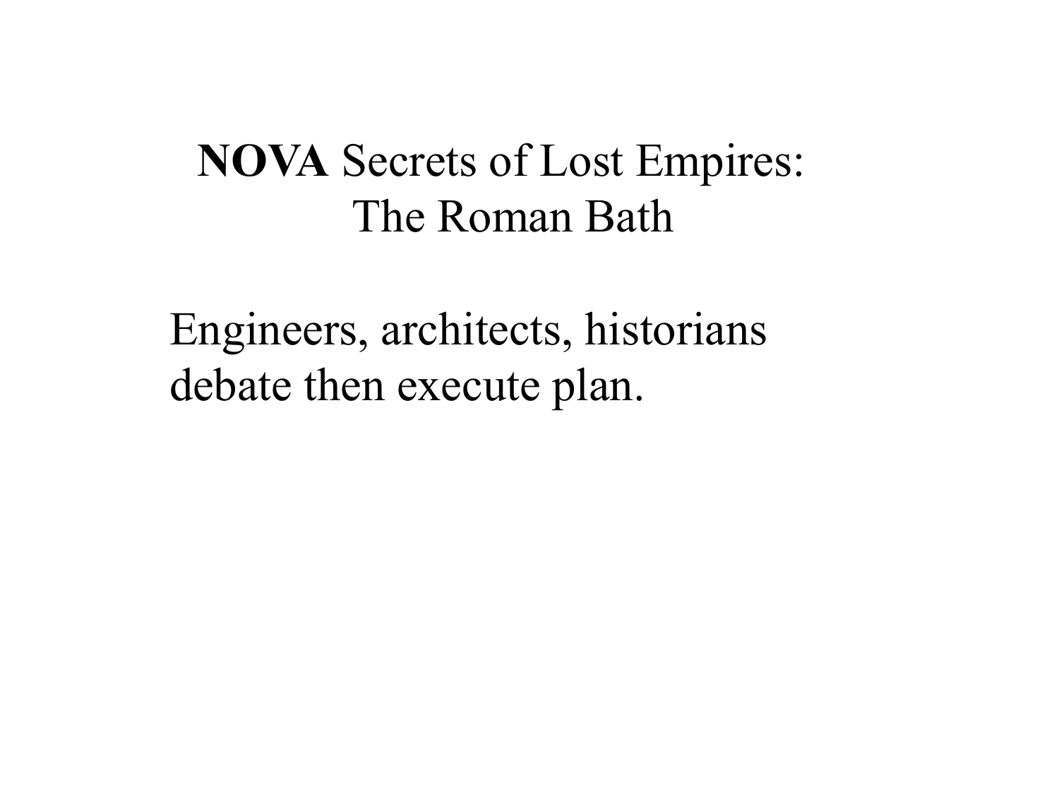**NOVA** Secrets of Lost Empires:
The Roman Bath

Engineers, architects, historians debate then execute plan.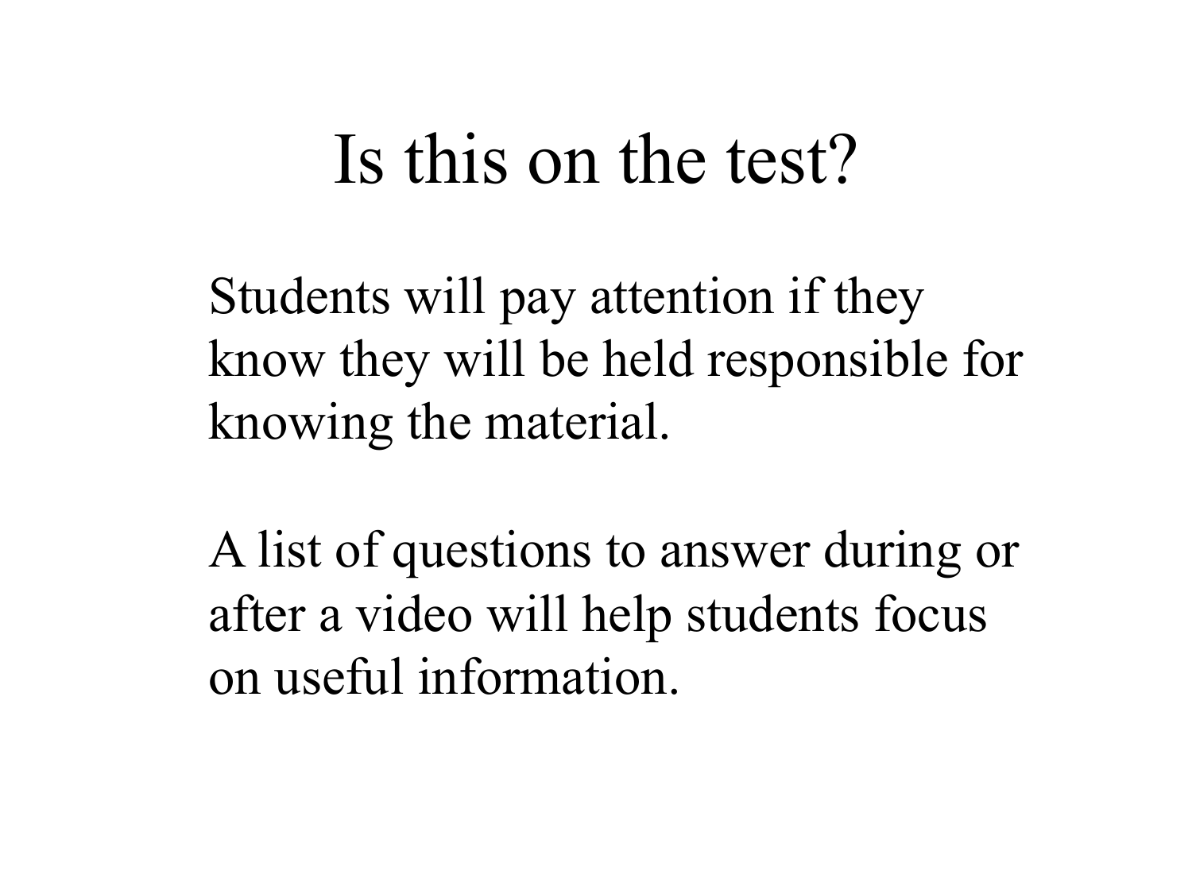# Is this on the test?

Students will pay attention if they know they will be held responsible for knowing the material.

A list of questions to answer during or after a video will help students focus on useful information.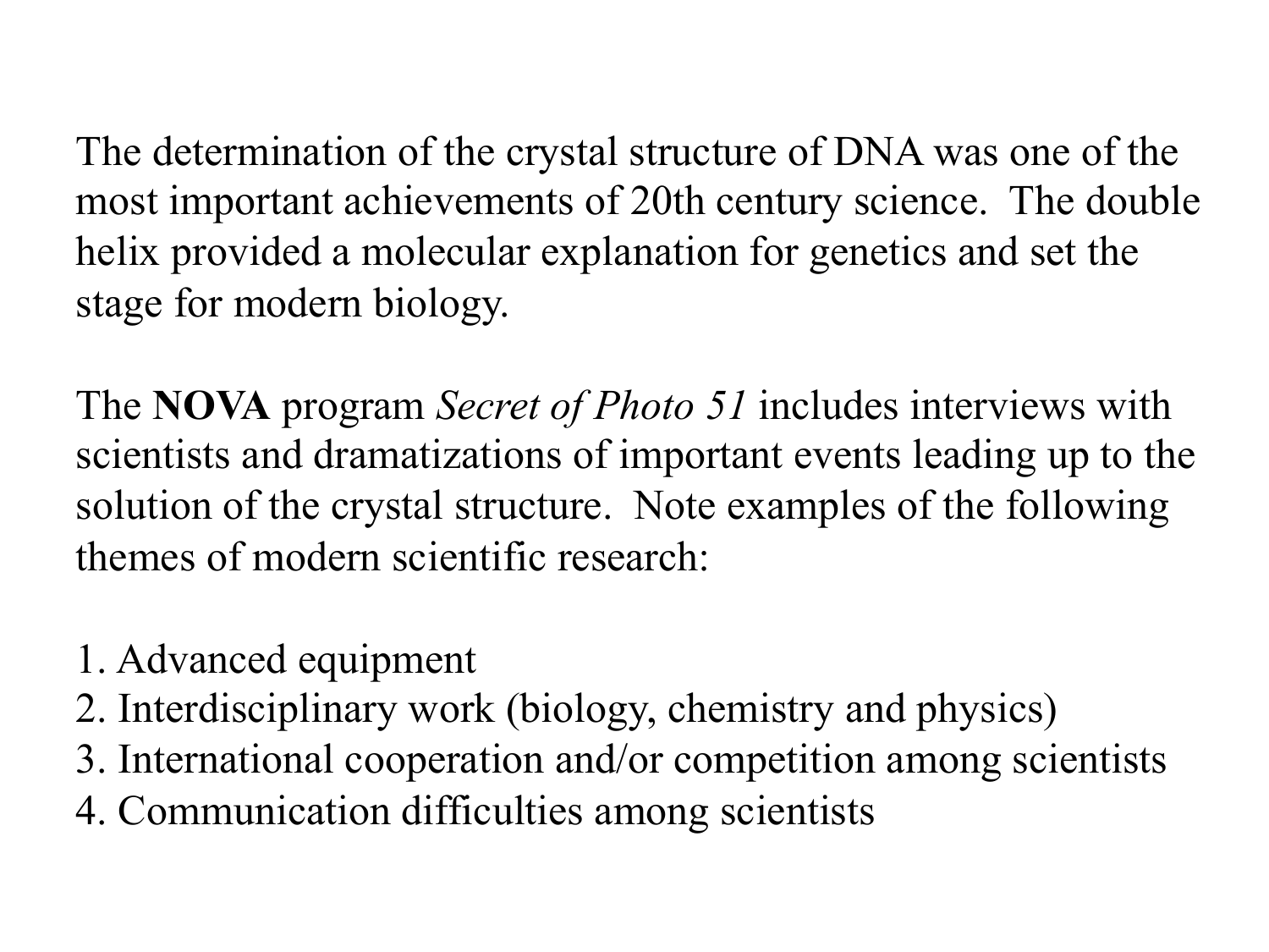The determination of the crystal structure of DNA was one of the most important achievements of 20th century science. The double helix provided a molecular explanation for genetics and set the stage for modern biology.

The **NOVA** program *Secret of Photo 51* includes interviews with scientists and dramatizations of important events leading up to the solution of the crystal structure. Note examples of the following themes of modern scientific research:

1. Advanced equipment
2. Interdisciplinary work (biology, chemistry and physics)
3. International cooperation and/or competition among scientists
4. Communication difficulties among scientists